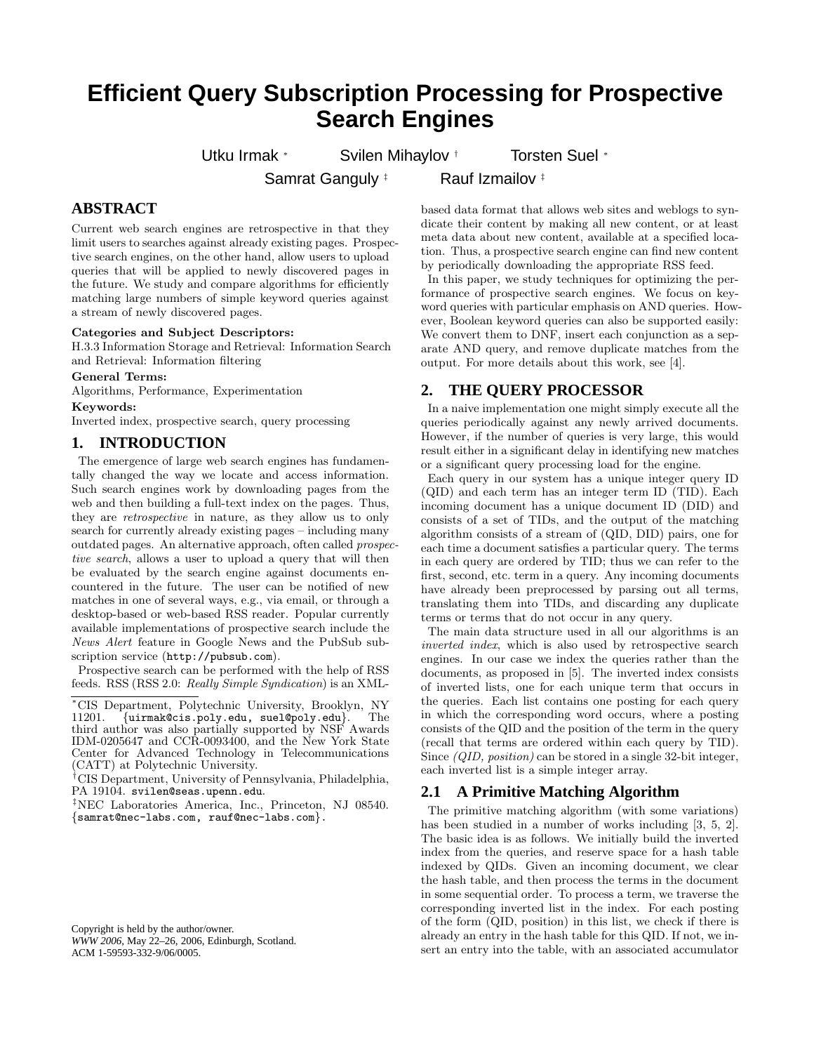# Efficient Query Subscription Processing for Prospective Search Engines

Utku Irmak [*] Svilen Mihaylov [†] Torsten Suel [*]
Samrat Ganguly [‡] Rauf Izmailov [‡]

## ABSTRACT

Current web search engines are retrospective in that they limit users to searches against already existing pages. Prospective search engines, on the other hand, allow users to upload queries that will be applied to newly discovered pages in the future. We study and compare algorithms for efficiently matching large numbers of simple keyword queries against a stream of newly discovered pages.

**Categories and Subject Descriptors:**
H.3.3 Information Storage and Retrieval: Information Search and Retrieval: Information filtering

**General Terms:**
Algorithms, Performance, Experimentation

**Keywords:**
Inverted index, prospective search, query processing

## 1. INTRODUCTION

The emergence of large web search engines has fundamentally changed the way we locate and access information. Such search engines work by downloading pages from the web and then building a full-text index on the pages. Thus, they are *retrospective* in nature, as they allow us to only search for currently already existing pages – including many outdated pages. An alternative approach, often called *prospective search*, allows a user to upload a query that will then be evaluated by the search engine against documents encountered in the future. The user can be notified of new matches in one of several ways, e.g., via email, or through a desktop-based or web-based RSS reader. Popular currently available implementations of prospective search include the *News Alert* feature in Google News and the PubSub subscription service (`http://pubsub.com`).

Prospective search can be performed with the help of RSS feeds. RSS (RSS 2.0: *Really Simple Syndication*) is an XML-based data format that allows web sites and weblogs to syndicate their content by making all new content, or at least meta data about new content, available at a specified location. Thus, a prospective search engine can find new content by periodically downloading the appropriate RSS feed.

In this paper, we study techniques for optimizing the performance of prospective search engines. We focus on keyword queries with particular emphasis on AND queries. However, Boolean keyword queries can also be supported easily: We convert them to DNF, insert each conjunction as a separate AND query, and remove duplicate matches from the output. For more details about this work, see [4].

## 2. THE QUERY PROCESSOR

In a naive implementation one might simply execute all the queries periodically against any newly arrived documents. However, if the number of queries is very large, this would result either in a significant delay in identifying new matches or a significant query processing load for the engine.

Each query in our system has a unique integer query ID (QID) and each term has an integer term ID (TID). Each incoming document has a unique document ID (DID) and consists of a set of TIDs, and the output of the matching algorithm consists of a stream of (QID, DID) pairs, one for each time a document satisfies a particular query. The terms in each query are ordered by TID; thus we can refer to the first, second, etc. term in a query. Any incoming documents have already been preprocessed by parsing out all terms, translating them into TIDs, and discarding any duplicate terms or terms that do not occur in any query.

The main data structure used in all our algorithms is an *inverted index*, which is also used by retrospective search engines. In our case we index the queries rather than the documents, as proposed in [5]. The inverted index consists of inverted lists, one for each unique term that occurs in the queries. Each list contains one posting for each query in which the corresponding word occurs, where a posting consists of the QID and the position of the term in the query (recall that terms are ordered within each query by TID). Since *(QID, position)* can be stored in a single 32-bit integer, each inverted list is a simple integer array.

### 2.1 A Primitive Matching Algorithm

The primitive matching algorithm (with some variations) has been studied in a number of works including [3, 5, 2]. The basic idea is as follows. We initially build the inverted index from the queries, and reserve space for a hash table indexed by QIDs. Given an incoming document, we clear the hash table, and then process the terms in the document in some sequential order. To process a term, we traverse the corresponding inverted list in the index. For each posting of the form (QID, position) in this list, we check if there is already an entry in the hash table for this QID. If not, we insert an entry into the table, with an associated accumulator

---

[*] CIS Department, Polytechnic University, Brooklyn, NY 11201. {`uirmak@cis.poly.edu, suel@poly.edu`}. The third author was also partially supported by NSF Awards IDM-0205647 and CCR-0093400, and the New York State Center for Advanced Technology in Telecommunications (CATT) at Polytechnic University.

[†] CIS Department, University of Pennsylvania, Philadelphia, PA 19104. `svilen@seas.upenn.edu`.

[‡] NEC Laboratories America, Inc., Princeton, NJ 08540. {`samrat@nec-labs.com, rauf@nec-labs.com`}.

Copyright is held by the author/owner.
*WWW 2006*, May 22–26, 2006, Edinburgh, Scotland.
ACM 1-59593-332-9/06/0005.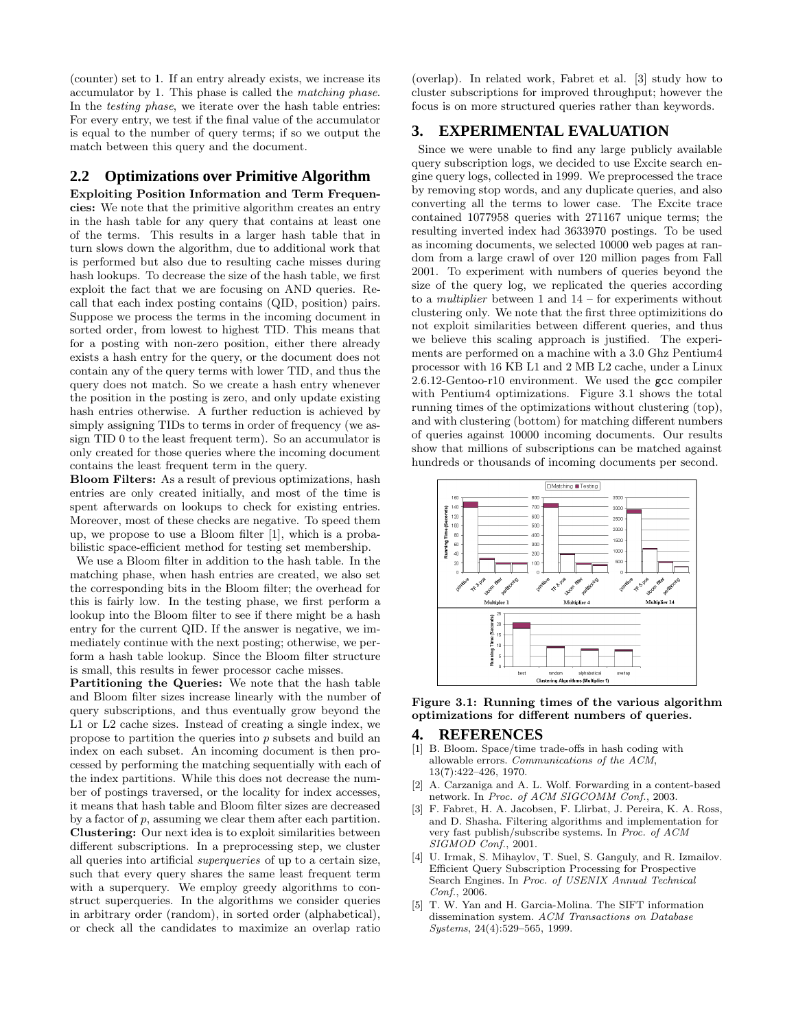(counter) set to 1. If an entry already exists, we increase its accumulator by 1. This phase is called the *matching phase*. In the *testing phase*, we iterate over the hash table entries: For every entry, we test if the final value of the accumulator is equal to the number of query terms; if so we output the match between this query and the document.

## 2.2 Optimizations over Primitive Algorithm

**Exploiting Position Information and Term Frequencies:** We note that the primitive algorithm creates an entry in the hash table for any query that contains at least one of the terms. This results in a larger hash table that in turn slows down the algorithm, due to additional work that is performed but also due to resulting cache misses during hash lookups. To decrease the size of the hash table, we first exploit the fact that we are focusing on AND queries. Recall that each index posting contains (QID, position) pairs. Suppose we process the terms in the incoming document in sorted order, from lowest to highest TID. This means that for a posting with non-zero position, either there already exists a hash entry for the query, or the document does not contain any of the query terms with lower TID, and thus the query does not match. So we create a hash entry whenever the position in the posting is zero, and only update existing hash entries otherwise. A further reduction is achieved by simply assigning TIDs to terms in order of frequency (we assign TID 0 to the least frequent term). So an accumulator is only created for those queries where the incoming document contains the least frequent term in the query.

**Bloom Filters:** As a result of previous optimizations, hash entries are only created initially, and most of the time is spent afterwards on lookups to check for existing entries. Moreover, most of these checks are negative. To speed them up, we propose to use a Bloom filter [1], which is a probabilistic space-efficient method for testing set membership.

We use a Bloom filter in addition to the hash table. In the matching phase, when hash entries are created, we also set the corresponding bits in the Bloom filter; the overhead for this is fairly low. In the testing phase, we first perform a lookup into the Bloom filter to see if there might be a hash entry for the current QID. If the answer is negative, we immediately continue with the next posting; otherwise, we perform a hash table lookup. Since the Bloom filter structure is small, this results in fewer processor cache misses.

**Partitioning the Queries:** We note that the hash table and Bloom filter sizes increase linearly with the number of query subscriptions, and thus eventually grow beyond the L1 or L2 cache sizes. Instead of creating a single index, we propose to partition the queries into $p$ subsets and build an index on each subset. An incoming document is then processed by performing the matching sequentially with each of the index partitions. While this does not decrease the number of postings traversed, or the locality for index accesses, it means that hash table and Bloom filter sizes are decreased by a factor of $p$, assuming we clear them after each partition.

**Clustering:** Our next idea is to exploit similarities between different subscriptions. In a preprocessing step, we cluster all queries into artificial *superqueries* of up to a certain size, such that every query shares the same least frequent term with a superquery. We employ greedy algorithms to construct superqueries. In the algorithms we consider queries in arbitrary order (random), in sorted order (alphabetical), or check all the candidates to maximize an overlap ratio (overlap). In related work, Fabret et al. [3] study how to cluster subscriptions for improved throughput; however the focus is on more structured queries rather than keywords.

# 3. EXPERIMENTAL EVALUATION

Since we were unable to find any large publicly available query subscription logs, we decided to use Excite search engine query logs, collected in 1999. We preprocessed the trace by removing stop words, and any duplicate queries, and also converting all the terms to lower case. The Excite trace contained 1077958 queries with 271167 unique terms; the resulting inverted index had 3633970 postings. To be used as incoming documents, we selected 10000 web pages at random from a large crawl of over 120 million pages from Fall 2001. To experiment with numbers of queries beyond the size of the query log, we replicated the queries according to a *multiplier* between 1 and 14 – for experiments without clustering only. We note that the first three optimizitions do not exploit similarities between different queries, and thus we believe this scaling approach is justified. The experiments are performed on a machine with a 3.0 Ghz Pentium4 processor with 16 KB L1 and 2 MB L2 cache, under a Linux 2.6.12-Gentoo-r10 environment. We used the gcc compiler with Pentium4 optimizations. Figure 3.1 shows the total running times of the optimizations without clustering (top), and with clustering (bottom) for matching different numbers of queries against 10000 incoming documents. Our results show that millions of subscriptions can be matched against hundreds or thousands of incoming documents per second.

Matching
Testing

Running Time (Seconds)
160
140
120
100
80
60
40
20
0
primitive
TF & pos
bloom filter
partitioning
Multiplier 1

800
700
600
500
400
300
200
100
0
primitive
TF & pos
bloom filter
partitioning
Multiplier 4

3500
3000
2500
2000
1500
1000
500
0
primitive
TF & pos
bloom filter
partitioning
Multiplier 14

Running Time (Seconds)
25
20
15
10
5
0
best
random
alphabetical
overlap
Clustering Algorithms (Multiplier 1)

**Figure 3.1: Running times of the various algorithm optimizations for different numbers of queries.**

# 4. REFERENCES

[1] B. Bloom. Space/time trade-offs in hash coding with allowable errors. *Communications of the ACM*, 13(7):422–426, 1970.

[2] A. Carzaniga and A. L. Wolf. Forwarding in a content-based network. In *Proc. of ACM SIGCOMM Conf.*, 2003.

[3] F. Fabret, H. A. Jacobsen, F. Llirbat, J. Pereira, K. A. Ross, and D. Shasha. Filtering algorithms and implementation for very fast publish/subscribe systems. In *Proc. of ACM SIGMOD Conf.*, 2001.

[4] U. Irmak, S. Mihaylov, T. Suel, S. Ganguly, and R. Izmailov. Efficient Query Subscription Processing for Prospective Search Engines. In *Proc. of USENIX Annual Technical Conf.*, 2006.

[5] T. W. Yan and H. Garcia-Molina. The SIFT information dissemination system. *ACM Transactions on Database Systems*, 24(4):529–565, 1999.